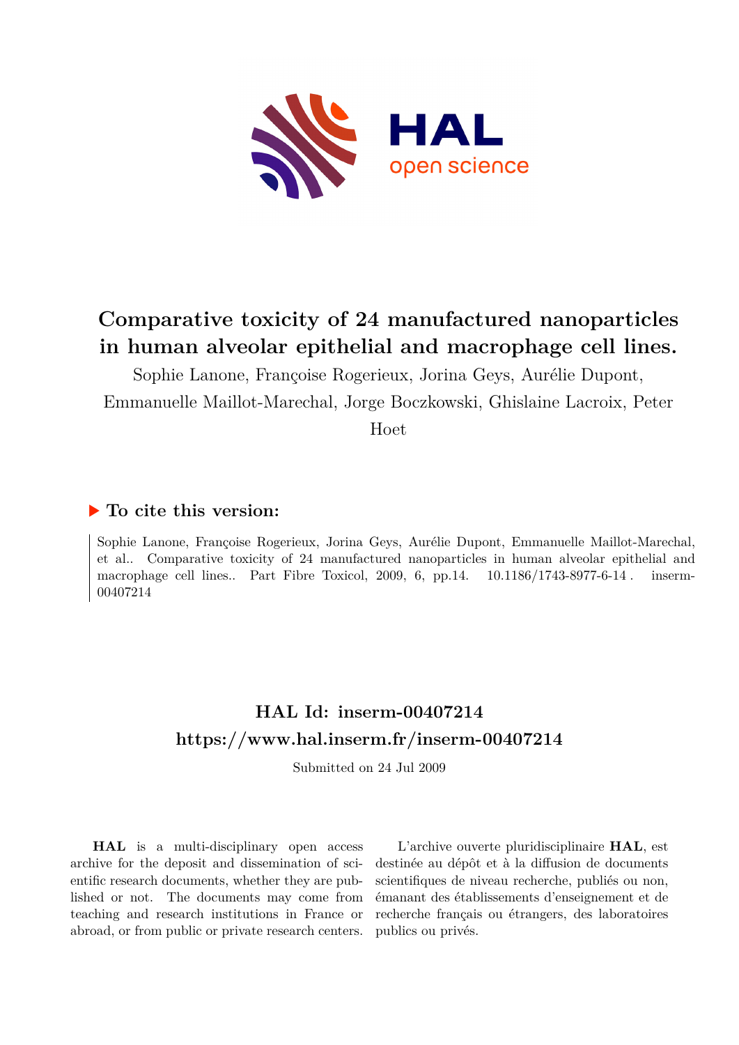# Comparative toxicity of 24 manufactured nanoparticles in human alveolar epithelial and macrophage cell lines.

Sophie Lanone, Françoise Rogerieux, Jorina Geys, Aurélie Dupont, Emmanuelle Maillot-Marechal, Jorge Boczkowski, Ghislaine Lacroix, Peter Hoet

## ▶ To cite this version:

Sophie Lanone, Françoise Rogerieux, Jorina Geys, Aurélie Dupont, Emmanuelle Maillot-Marechal, et al.. Comparative toxicity of 24 manufactured nanoparticles in human alveolar epithelial and macrophage cell lines.. Part Fibre Toxicol, 2009, 6, pp.14. 10.1186/1743-8977-6-14. inserm-00407214

## HAL Id: inserm-00407214

## https://www.hal.inserm.fr/inserm-00407214

Submitted on 24 Jul 2009

**HAL** is a multi-disciplinary open access archive for the deposit and dissemination of scientific research documents, whether they are published or not. The documents may come from teaching and research institutions in France or abroad, or from public or private research centers.

L'archive ouverte pluridisciplinaire **HAL**, est destinée au dépôt et à la diffusion de documents scientifiques de niveau recherche, publiés ou non, émanant des établissements d'enseignement et de recherche français ou étrangers, des laboratoires publics ou privés.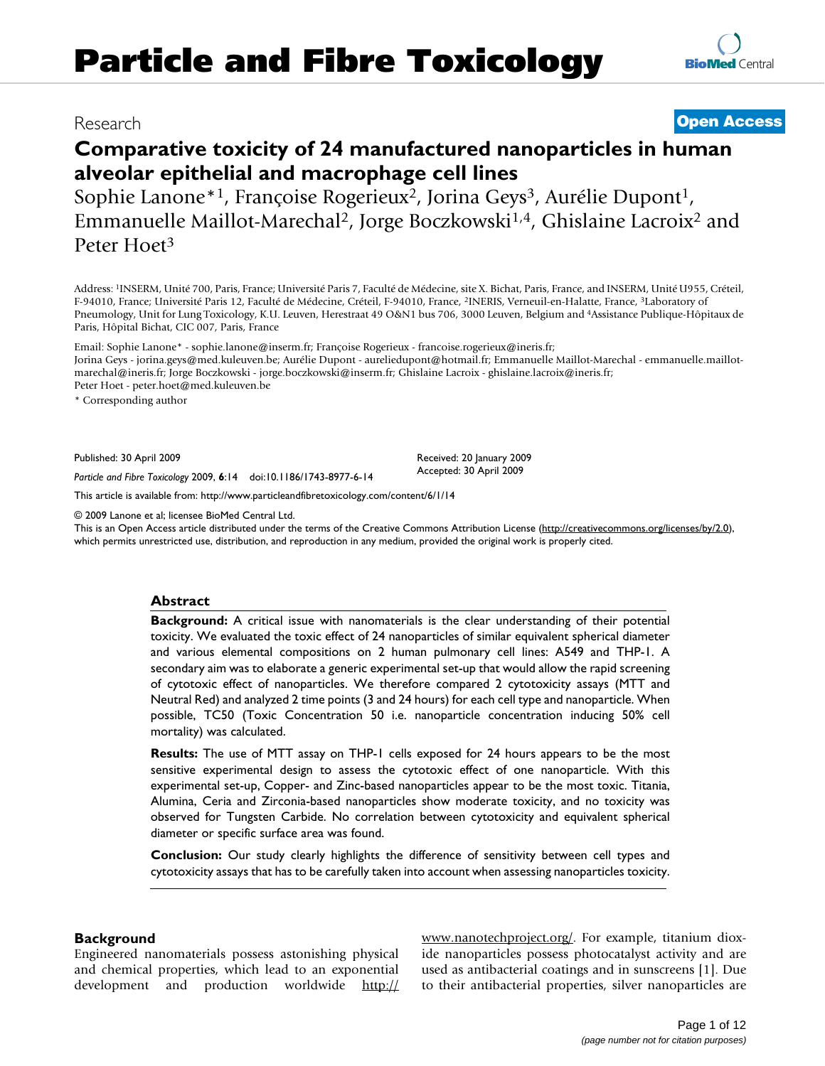# Comparative toxicity of 24 manufactured nanoparticles in human alveolar epithelial and macrophage cell lines

Sophie Lanone*[1], Françoise Rogerieux[2], Jorina Geys[3], Aurélie Dupont[1], Emmanuelle Maillot-Marechal[2], Jorge Boczkowski[1,4], Ghislaine Lacroix[2] and Peter Hoet[3]

Address: [1]INSERM, Unité 700, Paris, France; Université Paris 7, Faculté de Médecine, site X. Bichat, Paris, France, and INSERM, Unité U955, Créteil, F-94010, France; Université Paris 12, Faculté de Médecine, Créteil, F-94010, France, [2]INERIS, Verneuil-en-Halatte, France, [3]Laboratory of Pneumology, Unit for Lung Toxicology, K.U. Leuven, Herestraat 49 O&N1 bus 706, 3000 Leuven, Belgium and [4]Assistance Publique-Hôpitaux de Paris, Hôpital Bichat, CIC 007, Paris, France

Email: Sophie Lanone* - sophie.lanone@inserm.fr; Françoise Rogerieux - francoise.rogerieux@ineris.fr; Jorina Geys - jorina.geys@med.kuleuven.be; Aurélie Dupont - aureliedupont@hotmail.fr; Emmanuelle Maillot-Marechal - emmanuelle.maillot-marechal@ineris.fr; Jorge Boczkowski - jorge.boczkowski@inserm.fr; Ghislaine Lacroix - ghislaine.lacroix@ineris.fr; Peter Hoet - peter.hoet@med.kuleuven.be

\* Corresponding author

Published: 30 April 2009

Received: 20 January 2009

Accepted: 30 April 2009

*Particle and Fibre Toxicology* 2009, **6**:14 doi:10.1186/1743-8977-6-14

This article is available from: http://www.particleandfibretoxicology.com/content/6/1/14

© 2009 Lanone et al; licensee BioMed Central Ltd.

This is an Open Access article distributed under the terms of the Creative Commons Attribution License (http://creativecommons.org/licenses/by/2.0), which permits unrestricted use, distribution, and reproduction in any medium, provided the original work is properly cited.

## Abstract

**Background:** A critical issue with nanomaterials is the clear understanding of their potential toxicity. We evaluated the toxic effect of 24 nanoparticles of similar equivalent spherical diameter and various elemental compositions on 2 human pulmonary cell lines: A549 and THP-1. A secondary aim was to elaborate a generic experimental set-up that would allow the rapid screening of cytotoxic effect of nanoparticles. We therefore compared 2 cytotoxicity assays (MTT and Neutral Red) and analyzed 2 time points (3 and 24 hours) for each cell type and nanoparticle. When possible, TC50 (Toxic Concentration 50 i.e. nanoparticle concentration inducing 50% cell mortality) was calculated.

**Results:** The use of MTT assay on THP-1 cells exposed for 24 hours appears to be the most sensitive experimental design to assess the cytotoxic effect of one nanoparticle. With this experimental set-up, Copper- and Zinc-based nanoparticles appear to be the most toxic. Titania, Alumina, Ceria and Zirconia-based nanoparticles show moderate toxicity, and no toxicity was observed for Tungsten Carbide. No correlation between cytotoxicity and equivalent spherical diameter or specific surface area was found.

**Conclusion:** Our study clearly highlights the difference of sensitivity between cell types and cytotoxicity assays that has to be carefully taken into account when assessing nanoparticles toxicity.

## Background

Engineered nanomaterials possess astonishing physical and chemical properties, which lead to an exponential development and production worldwide http://www.nanotechproject.org/. For example, titanium dioxide nanoparticles possess photocatalyst activity and are used as antibacterial coatings and in sunscreens [1]. Due to their antibacterial properties, silver nanoparticles are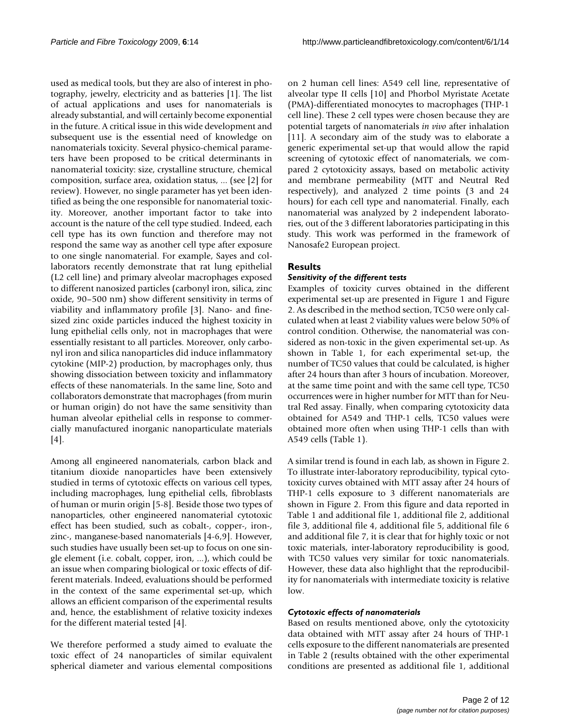used as medical tools, but they are also of interest in photography, jewelry, electricity and as batteries [1]. The list of actual applications and uses for nanomaterials is already substantial, and will certainly become exponential in the future. A critical issue in this wide development and subsequent use is the essential need of knowledge on nanomaterials toxicity. Several physico-chemical parameters have been proposed to be critical determinants in nanomaterial toxicity: size, crystalline structure, chemical composition, surface area, oxidation status, ... (see [2] for review). However, no single parameter has yet been identified as being the one responsible for nanomaterial toxicity. Moreover, another important factor to take into account is the nature of the cell type studied. Indeed, each cell type has its own function and therefore may not respond the same way as another cell type after exposure to one single nanomaterial. For example, Sayes and collaborators recently demonstrate that rat lung epithelial (L2 cell line) and primary alveolar macrophages exposed to different nanosized particles (carbonyl iron, silica, zinc oxide, 90–500 nm) show different sensitivity in terms of viability and inflammatory profile [3]. Nano- and fine-sized zinc oxide particles induced the highest toxicity in lung epithelial cells only, not in macrophages that were essentially resistant to all particles. Moreover, only carbonyl iron and silica nanoparticles did induce inflammatory cytokine (MIP-2) production, by macrophages only, thus showing dissociation between toxicity and inflammatory effects of these nanomaterials. In the same line, Soto and collaborators demonstrate that macrophages (from murin or human origin) do not have the same sensitivity than human alveolar epithelial cells in response to commercially manufactured inorganic nanoparticulate materials [4].

Among all engineered nanomaterials, carbon black and titanium dioxide nanoparticles have been extensively studied in terms of cytotoxic effects on various cell types, including macrophages, lung epithelial cells, fibroblasts of human or murin origin [5-8]. Beside those two types of nanoparticles, other engineered nanomaterial cytotoxic effect has been studied, such as cobalt-, copper-, iron-, zinc-, manganese-based nanomaterials [4-6,9]. However, such studies have usually been set-up to focus on one single element (i.e. cobalt, copper, iron, ...), which could be an issue when comparing biological or toxic effects of different materials. Indeed, evaluations should be performed in the context of the same experimental set-up, which allows an efficient comparison of the experimental results and, hence, the establishment of relative toxicity indexes for the different material tested [4].

We therefore performed a study aimed to evaluate the toxic effect of 24 nanoparticles of similar equivalent spherical diameter and various elemental compositions on 2 human cell lines: A549 cell line, representative of alveolar type II cells [10] and Phorbol Myristate Acetate (PMA)-differentiated monocytes to macrophages (THP-1 cell line). These 2 cell types were chosen because they are potential targets of nanomaterials *in vivo* after inhalation [11]. A secondary aim of the study was to elaborate a generic experimental set-up that would allow the rapid screening of cytotoxic effect of nanomaterials, we compared 2 cytotoxicity assays, based on metabolic activity and membrane permeability (MTT and Neutral Red respectively), and analyzed 2 time points (3 and 24 hours) for each cell type and nanomaterial. Finally, each nanomaterial was analyzed by 2 independent laboratories, out of the 3 different laboratories participating in this study. This work was performed in the framework of Nanosafe2 European project.

## Results

### *Sensitivity of the different tests*

Examples of toxicity curves obtained in the different experimental set-up are presented in Figure 1 and Figure 2. As described in the method section, TC50 were only calculated when at least 2 viability values were below 50% of control condition. Otherwise, the nanomaterial was considered as non-toxic in the given experimental set-up. As shown in Table 1, for each experimental set-up, the number of TC50 values that could be calculated, is higher after 24 hours than after 3 hours of incubation. Moreover, at the same time point and with the same cell type, TC50 occurrences were in higher number for MTT than for Neutral Red assay. Finally, when comparing cytotoxicity data obtained for A549 and THP-1 cells, TC50 values were obtained more often when using THP-1 cells than with A549 cells (Table 1).

A similar trend is found in each lab, as shown in Figure 2. To illustrate inter-laboratory reproducibility, typical cytotoxicity curves obtained with MTT assay after 24 hours of THP-1 cells exposure to 3 different nanomaterials are shown in Figure 2. From this figure and data reported in Table 1 and additional file 1, additional file 2, additional file 3, additional file 4, additional file 5, additional file 6 and additional file 7, it is clear that for highly toxic or not toxic materials, inter-laboratory reproducibility is good, with TC50 values very similar for toxic nanomaterials. However, these data also highlight that the reproducibility for nanomaterials with intermediate toxicity is relative low.

### *Cytotoxic effects of nanomaterials*

Based on results mentioned above, only the cytotoxicity data obtained with MTT assay after 24 hours of THP-1 cells exposure to the different nanomaterials are presented in Table 2 (results obtained with the other experimental conditions are presented as additional file 1, additional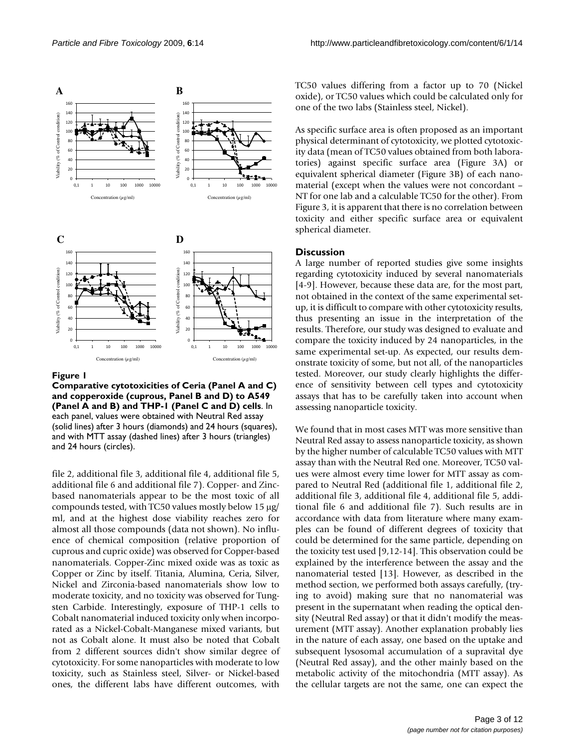**Figure 1**

**Comparative cytotoxicities of Ceria (Panel A and C) and copperoxide (cuprous, Panel B and D) to A549 (Panel A and B) and THP-1 (Panel C and D) cells**. In each panel, values were obtained with Neutral Red assay (solid lines) after 3 hours (diamonds) and 24 hours (squares), and with MTT assay (dashed lines) after 3 hours (triangles) and 24 hours (circles).

file 2, additional file 3, additional file 4, additional file 5, additional file 6 and additional file 7). Copper- and Zinc-based nanomaterials appear to be the most toxic of all compounds tested, with TC50 values mostly below 15 µg/ml, and at the highest dose viability reaches zero for almost all those compounds (data not shown). No influence of chemical composition (relative proportion of cuprous and cupric oxide) was observed for Copper-based nanomaterials. Copper-Zinc mixed oxide was as toxic as Copper or Zinc by itself. Titania, Alumina, Ceria, Silver, Nickel and Zirconia-based nanomaterials show low to moderate toxicity, and no toxicity was observed for Tungsten Carbide. Interestingly, exposure of THP-1 cells to Cobalt nanomaterial induced toxicity only when incorporated as a Nickel-Cobalt-Manganese mixed variants, but not as Cobalt alone. It must also be noted that Cobalt from 2 different sources didn't show similar degree of cytotoxicity. For some nanoparticles with moderate to low toxicity, such as Stainless steel, Silver- or Nickel-based ones, the different labs have different outcomes, with TC50 values differing from a factor up to 70 (Nickel oxide), or TC50 values which could be calculated only for one of the two labs (Stainless steel, Nickel).

As specific surface area is often proposed as an important physical determinant of cytotoxicity, we plotted cytotoxicity data (mean of TC50 values obtained from both laboratories) against specific surface area (Figure 3A) or equivalent spherical diameter (Figure 3B) of each nanomaterial (except when the values were not concordant – NT for one lab and a calculable TC50 for the other). From Figure 3, it is apparent that there is no correlation between toxicity and either specific surface area or equivalent spherical diameter.

## Discussion

A large number of reported studies give some insights regarding cytotoxicity induced by several nanomaterials [4-9]. However, because these data are, for the most part, not obtained in the context of the same experimental set-up, it is difficult to compare with other cytotoxicity results, thus presenting an issue in the interpretation of the results. Therefore, our study was designed to evaluate and compare the toxicity induced by 24 nanoparticles, in the same experimental set-up. As expected, our results demonstrate toxicity of some, but not all, of the nanoparticles tested. Moreover, our study clearly highlights the difference of sensitivity between cell types and cytotoxicity assays that has to be carefully taken into account when assessing nanoparticle toxicity.

We found that in most cases MTT was more sensitive than Neutral Red assay to assess nanoparticle toxicity, as shown by the higher number of calculable TC50 values with MTT assay than with the Neutral Red one. Moreover, TC50 values were almost every time lower for MTT assay as compared to Neutral Red (additional file 1, additional file 2, additional file 3, additional file 4, additional file 5, additional file 6 and additional file 7). Such results are in accordance with data from literature where many examples can be found of different degrees of toxicity that could be determined for the same particle, depending on the toxicity test used [9,12-14]. This observation could be explained by the interference between the assay and the nanomaterial tested [13]. However, as described in the method section, we performed both assays carefully, (trying to avoid) making sure that no nanomaterial was present in the supernatant when reading the optical density (Neutral Red assay) or that it didn't modify the measurement (MTT assay). Another explanation probably lies in the nature of each assay, one based on the uptake and subsequent lysosomal accumulation of a supravital dye (Neutral Red assay), and the other mainly based on the metabolic activity of the mitochondria (MTT assay). As the cellular targets are not the same, one can expect the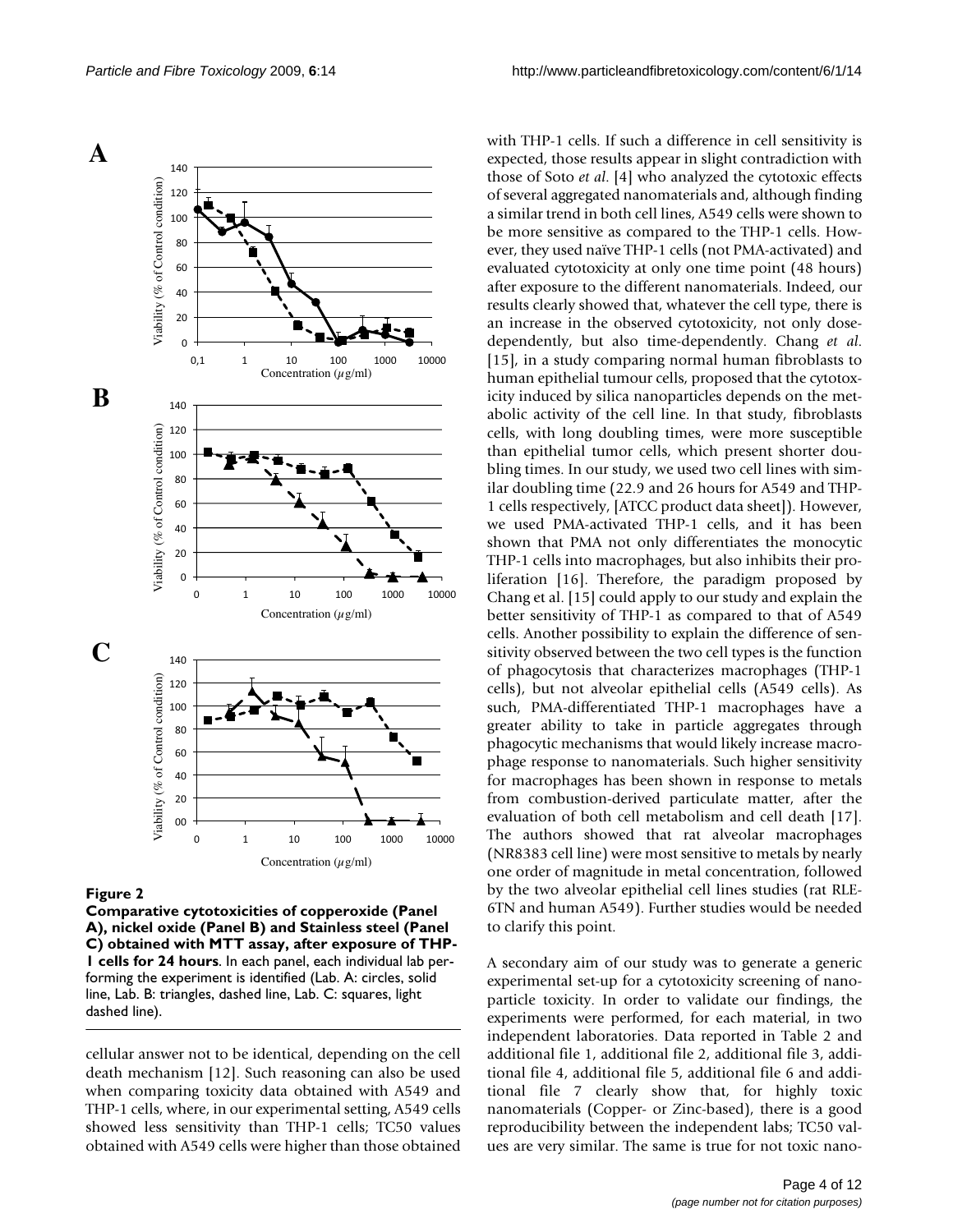**Figure 2**

**Comparative cytotoxicities of copperoxide (Panel A), nickel oxide (Panel B) and Stainless steel (Panel C) obtained with MTT assay, after exposure of THP-1 cells for 24 hours**. In each panel, each individual lab performing the experiment is identified (Lab. A: circles, solid line, Lab. B: triangles, dashed line, Lab. C: squares, light dashed line).

cellular answer not to be identical, depending on the cell death mechanism [12]. Such reasoning can also be used when comparing toxicity data obtained with A549 and THP-1 cells, where, in our experimental setting, A549 cells showed less sensitivity than THP-1 cells; TC50 values obtained with A549 cells were higher than those obtained with THP-1 cells. If such a difference in cell sensitivity is expected, those results appear in slight contradiction with those of Soto *et al*. [4] who analyzed the cytotoxic effects of several aggregated nanomaterials and, although finding a similar trend in both cell lines, A549 cells were shown to be more sensitive as compared to the THP-1 cells. However, they used naïve THP-1 cells (not PMA-activated) and evaluated cytotoxicity at only one time point (48 hours) after exposure to the different nanomaterials. Indeed, our results clearly showed that, whatever the cell type, there is an increase in the observed cytotoxicity, not only dose-dependently, but also time-dependently. Chang *et al*. [15], in a study comparing normal human fibroblasts to human epithelial tumour cells, proposed that the cytotoxicity induced by silica nanoparticles depends on the metabolic activity of the cell line. In that study, fibroblasts cells, with long doubling times, were more susceptible than epithelial tumor cells, which present shorter doubling times. In our study, we used two cell lines with similar doubling time (22.9 and 26 hours for A549 and THP-1 cells respectively, [ATCC product data sheet]). However, we used PMA-activated THP-1 cells, and it has been shown that PMA not only differentiates the monocytic THP-1 cells into macrophages, but also inhibits their proliferation [16]. Therefore, the paradigm proposed by Chang et al. [15] could apply to our study and explain the better sensitivity of THP-1 as compared to that of A549 cells. Another possibility to explain the difference of sensitivity observed between the two cell types is the function of phagocytosis that characterizes macrophages (THP-1 cells), but not alveolar epithelial cells (A549 cells). As such, PMA-differentiated THP-1 macrophages have a greater ability to take in particle aggregates through phagocytic mechanisms that would likely increase macrophage response to nanomaterials. Such higher sensitivity for macrophages has been shown in response to metals from combustion-derived particulate matter, after the evaluation of both cell metabolism and cell death [17]. The authors showed that rat alveolar macrophages (NR8383 cell line) were most sensitive to metals by nearly one order of magnitude in metal concentration, followed by the two alveolar epithelial cell lines studies (rat RLE-6TN and human A549). Further studies would be needed to clarify this point.

A secondary aim of our study was to generate a generic experimental set-up for a cytotoxicity screening of nanoparticle toxicity. In order to validate our findings, the experiments were performed, for each material, in two independent laboratories. Data reported in Table 2 and additional file 1, additional file 2, additional file 3, additional file 4, additional file 5, additional file 6 and additional file 7 clearly show that, for highly toxic nanomaterials (Copper- or Zinc-based), there is a good reproducibility between the independent labs; TC50 values are very similar. The same is true for not toxic nano-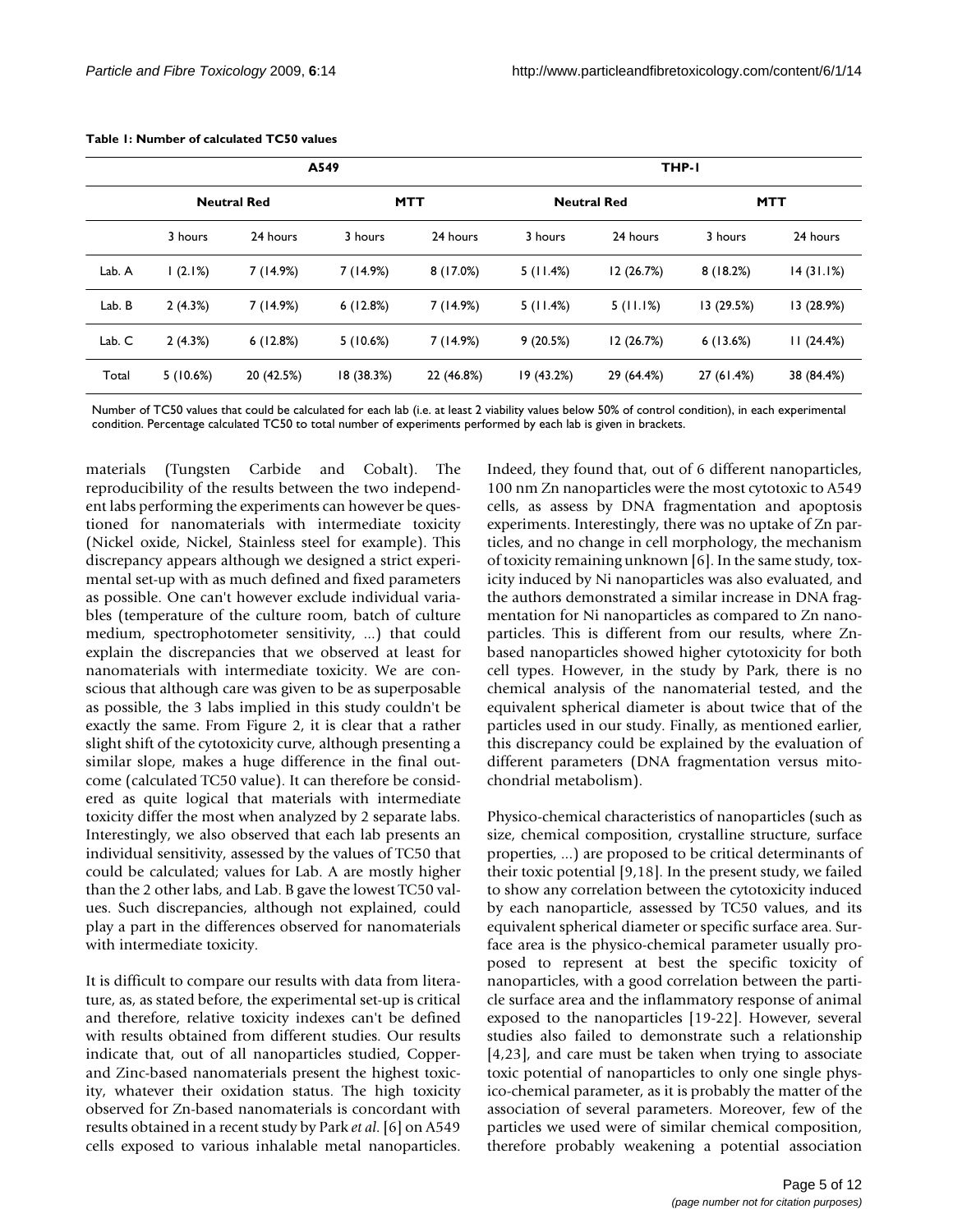**Table 1: Number of calculated TC50 values**

| | A549 | | | | THP-1 | | | |
|---|---|---|---|---|---|---|---|---|
| | Neutral Red | | MTT | | Neutral Red | | MTT | |
| | 3 hours | 24 hours | 3 hours | 24 hours | 3 hours | 24 hours | 3 hours | 24 hours |
| Lab. A | 1 (2.1%) | 7 (14.9%) | 7 (14.9%) | 8 (17.0%) | 5 (11.4%) | 12 (26.7%) | 8 (18.2%) | 14 (31.1%) |
| Lab. B | 2 (4.3%) | 7 (14.9%) | 6 (12.8%) | 7 (14.9%) | 5 (11.4%) | 5 (11.1%) | 13 (29.5%) | 13 (28.9%) |
| Lab. C | 2 (4.3%) | 6 (12.8%) | 5 (10.6%) | 7 (14.9%) | 9 (20.5%) | 12 (26.7%) | 6 (13.6%) | 11 (24.4%) |
| Total | 5 (10.6%) | 20 (42.5%) | 18 (38.3%) | 22 (46.8%) | 19 (43.2%) | 29 (64.4%) | 27 (61.4%) | 38 (84.4%) |

Number of TC50 values that could be calculated for each lab (i.e. at least 2 viability values below 50% of control condition), in each experimental condition. Percentage calculated TC50 to total number of experiments performed by each lab is given in brackets.

materials (Tungsten Carbide and Cobalt). The reproducibility of the results between the two independent labs performing the experiments can however be questioned for nanomaterials with intermediate toxicity (Nickel oxide, Nickel, Stainless steel for example). This discrepancy appears although we designed a strict experimental set-up with as much defined and fixed parameters as possible. One can't however exclude individual variables (temperature of the culture room, batch of culture medium, spectrophotometer sensitivity, ...) that could explain the discrepancies that we observed at least for nanomaterials with intermediate toxicity. We are conscious that although care was given to be as superposable as possible, the 3 labs implied in this study couldn't be exactly the same. From Figure 2, it is clear that a rather slight shift of the cytotoxicity curve, although presenting a similar slope, makes a huge difference in the final outcome (calculated TC50 value). It can therefore be considered as quite logical that materials with intermediate toxicity differ the most when analyzed by 2 separate labs. Interestingly, we also observed that each lab presents an individual sensitivity, assessed by the values of TC50 that could be calculated; values for Lab. A are mostly higher than the 2 other labs, and Lab. B gave the lowest TC50 values. Such discrepancies, although not explained, could play a part in the differences observed for nanomaterials with intermediate toxicity.

It is difficult to compare our results with data from literature, as, as stated before, the experimental set-up is critical and therefore, relative toxicity indexes can't be defined with results obtained from different studies. Our results indicate that, out of all nanoparticles studied, Copper- and Zinc-based nanomaterials present the highest toxicity, whatever their oxidation status. The high toxicity observed for Zn-based nanomaterials is concordant with results obtained in a recent study by Park *et al.* [6] on A549 cells exposed to various inhalable metal nanoparticles. Indeed, they found that, out of 6 different nanoparticles, 100 nm Zn nanoparticles were the most cytotoxic to A549 cells, as assess by DNA fragmentation and apoptosis experiments. Interestingly, there was no uptake of Zn particles, and no change in cell morphology, the mechanism of toxicity remaining unknown [6]. In the same study, toxicity induced by Ni nanoparticles was also evaluated, and the authors demonstrated a similar increase in DNA fragmentation for Ni nanoparticles as compared to Zn nanoparticles. This is different from our results, where Zn-based nanoparticles showed higher cytotoxicity for both cell types. However, in the study by Park, there is no chemical analysis of the nanomaterial tested, and the equivalent spherical diameter is about twice that of the particles used in our study. Finally, as mentioned earlier, this discrepancy could be explained by the evaluation of different parameters (DNA fragmentation versus mitochondrial metabolism).

Physico-chemical characteristics of nanoparticles (such as size, chemical composition, crystalline structure, surface properties, ...) are proposed to be critical determinants of their toxic potential [9,18]. In the present study, we failed to show any correlation between the cytotoxicity induced by each nanoparticle, assessed by TC50 values, and its equivalent spherical diameter or specific surface area. Surface area is the physico-chemical parameter usually proposed to represent at best the specific toxicity of nanoparticles, with a good correlation between the particle surface area and the inflammatory response of animal exposed to the nanoparticles [19-22]. However, several studies also failed to demonstrate such a relationship [4,23], and care must be taken when trying to associate toxic potential of nanoparticles to only one single physico-chemical parameter, as it is probably the matter of the association of several parameters. Moreover, few of the particles we used were of similar chemical composition, therefore probably weakening a potential association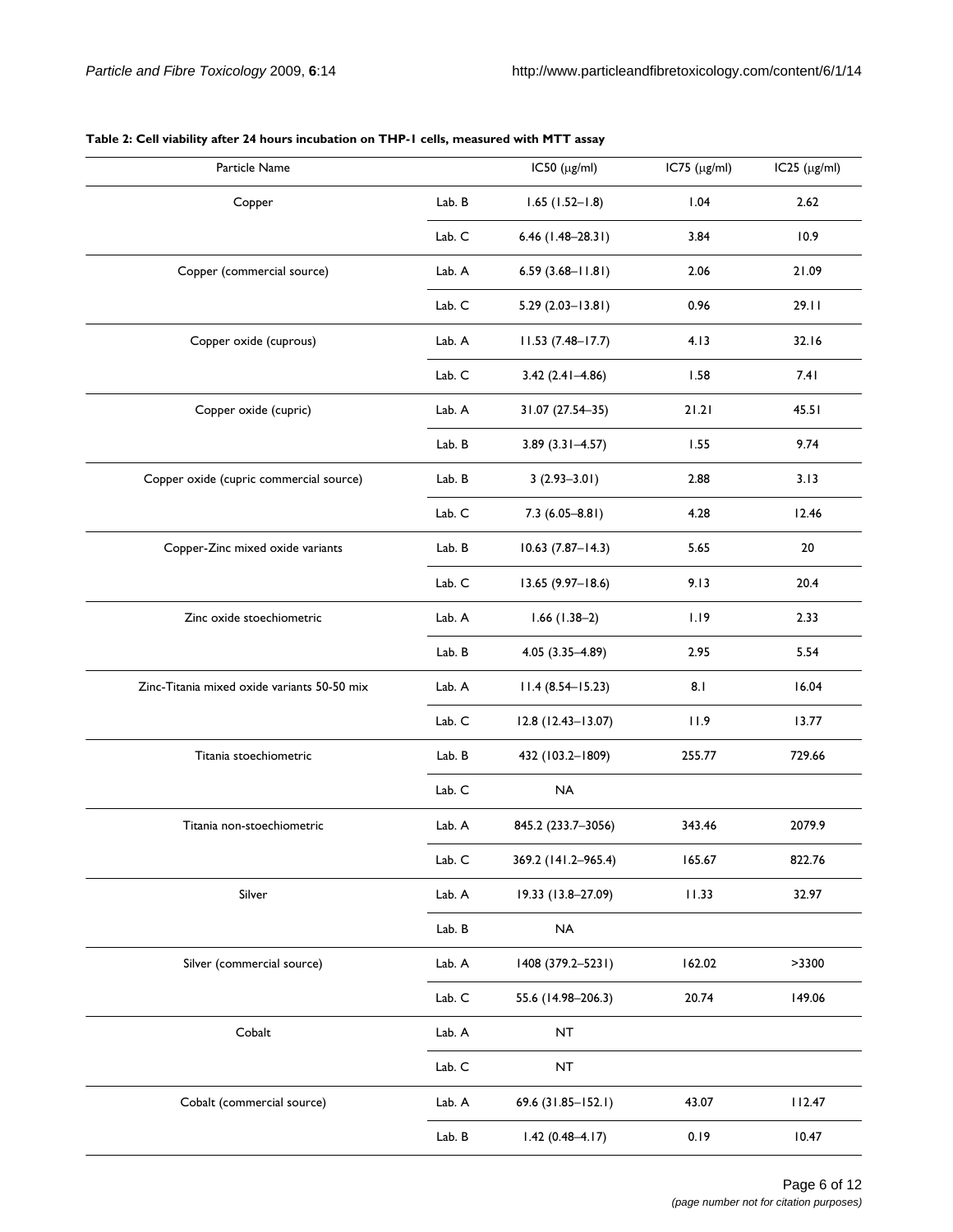**Table 2: Cell viability after 24 hours incubation on THP-1 cells, measured with MTT assay**

| Particle Name | | IC50 (μg/ml) | IC75 (μg/ml) | IC25 (μg/ml) |
|---|---|---|---|---|
| Copper | Lab. B | 1.65 (1.52–1.8) | 1.04 | 2.62 |
| | Lab. C | 6.46 (1.48–28.31) | 3.84 | 10.9 |
| Copper (commercial source) | Lab. A | 6.59 (3.68–11.81) | 2.06 | 21.09 |
| | Lab. C | 5.29 (2.03–13.81) | 0.96 | 29.11 |
| Copper oxide (cuprous) | Lab. A | 11.53 (7.48–17.7) | 4.13 | 32.16 |
| | Lab. C | 3.42 (2.41–4.86) | 1.58 | 7.41 |
| Copper oxide (cupric) | Lab. A | 31.07 (27.54–35) | 21.21 | 45.51 |
| | Lab. B | 3.89 (3.31–4.57) | 1.55 | 9.74 |
| Copper oxide (cupric commercial source) | Lab. B | 3 (2.93–3.01) | 2.88 | 3.13 |
| | Lab. C | 7.3 (6.05–8.81) | 4.28 | 12.46 |
| Copper-Zinc mixed oxide variants | Lab. B | 10.63 (7.87–14.3) | 5.65 | 20 |
| | Lab. C | 13.65 (9.97–18.6) | 9.13 | 20.4 |
| Zinc oxide stoechiometric | Lab. A | 1.66 (1.38–2) | 1.19 | 2.33 |
| | Lab. B | 4.05 (3.35–4.89) | 2.95 | 5.54 |
| Zinc-Titania mixed oxide variants 50-50 mix | Lab. A | 11.4 (8.54–15.23) | 8.1 | 16.04 |
| | Lab. C | 12.8 (12.43–13.07) | 11.9 | 13.77 |
| Titania stoechiometric | Lab. B | 432 (103.2–1809) | 255.77 | 729.66 |
| | Lab. C | NA | | |
| Titania non-stoechiometric | Lab. A | 845.2 (233.7–3056) | 343.46 | 2079.9 |
| | Lab. C | 369.2 (141.2–965.4) | 165.67 | 822.76 |
| Silver | Lab. A | 19.33 (13.8–27.09) | 11.33 | 32.97 |
| | Lab. B | NA | | |
| Silver (commercial source) | Lab. A | 1408 (379.2–5231) | 162.02 | >3300 |
| | Lab. C | 55.6 (14.98–206.3) | 20.74 | 149.06 |
| Cobalt | Lab. A | NT | | |
| | Lab. C | NT | | |
| Cobalt (commercial source) | Lab. A | 69.6 (31.85–152.1) | 43.07 | 112.47 |
| | Lab. B | 1.42 (0.48–4.17) | 0.19 | 10.47 |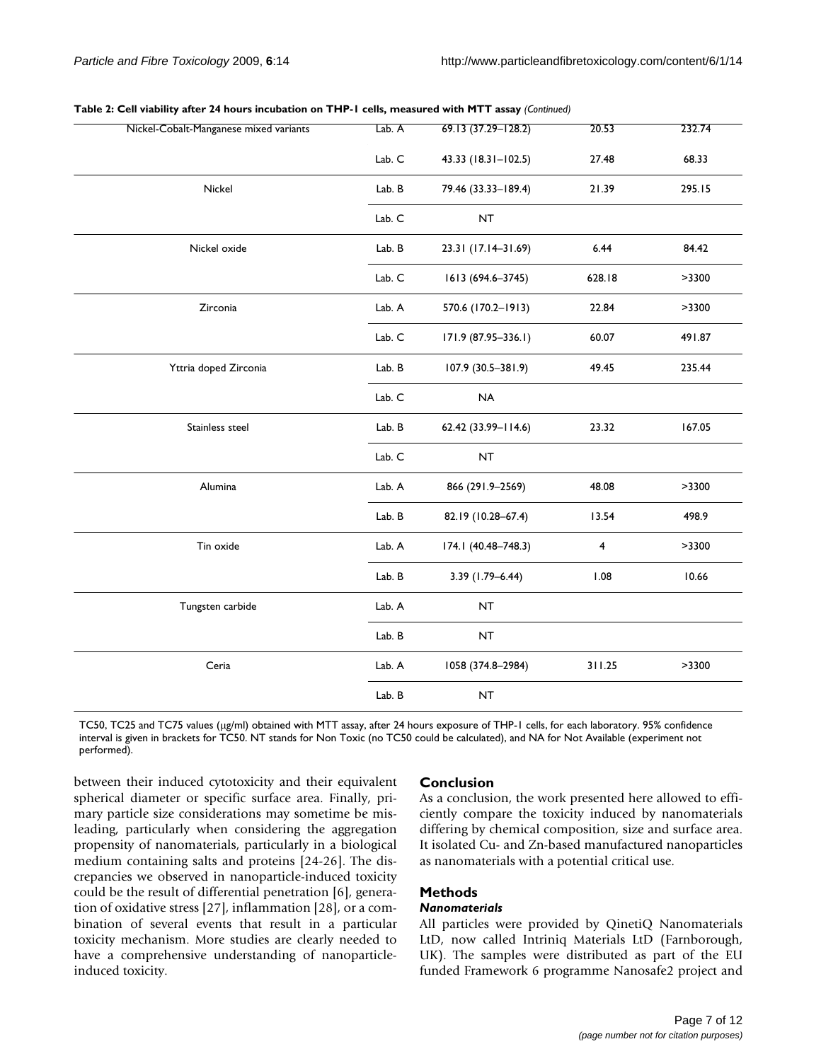**Table 2: Cell viability after 24 hours incubation on THP-1 cells, measured with MTT assay** *(Continued)*

| | | | | |
|---|---|---|---|---|
| Nickel-Cobalt-Manganese mixed variants | Lab. A | 69.13 (37.29–128.2) | 20.53 | 232.74 |
| | Lab. C | 43.33 (18.31–102.5) | 27.48 | 68.33 |
| Nickel | Lab. B | 79.46 (33.33–189.4) | 21.39 | 295.15 |
| | Lab. C | NT | | |
| Nickel oxide | Lab. B | 23.31 (17.14–31.69) | 6.44 | 84.42 |
| | Lab. C | 1613 (694.6–3745) | 628.18 | >3300 |
| Zirconia | Lab. A | 570.6 (170.2–1913) | 22.84 | >3300 |
| | Lab. C | 171.9 (87.95–336.1) | 60.07 | 491.87 |
| Yttria doped Zirconia | Lab. B | 107.9 (30.5–381.9) | 49.45 | 235.44 |
| | Lab. C | NA | | |
| Stainless steel | Lab. B | 62.42 (33.99–114.6) | 23.32 | 167.05 |
| | Lab. C | NT | | |
| Alumina | Lab. A | 866 (291.9–2569) | 48.08 | >3300 |
| | Lab. B | 82.19 (10.28–67.4) | 13.54 | 498.9 |
| Tin oxide | Lab. A | 174.1 (40.48–748.3) | 4 | >3300 |
| | Lab. B | 3.39 (1.79–6.44) | 1.08 | 10.66 |
| Tungsten carbide | Lab. A | NT | | |
| | Lab. B | NT | | |
| Ceria | Lab. A | 1058 (374.8–2984) | 311.25 | >3300 |
| | Lab. B | NT | | |

TC50, TC25 and TC75 values (μg/ml) obtained with MTT assay, after 24 hours exposure of THP-1 cells, for each laboratory. 95% confidence interval is given in brackets for TC50. NT stands for Non Toxic (no TC50 could be calculated), and NA for Not Available (experiment not performed).

between their induced cytotoxicity and their equivalent spherical diameter or specific surface area. Finally, primary particle size considerations may sometime be misleading, particularly when considering the aggregation propensity of nanomaterials, particularly in a biological medium containing salts and proteins [24-26]. The discrepancies we observed in nanoparticle-induced toxicity could be the result of differential penetration [6], generation of oxidative stress [27], inflammation [28], or a combination of several events that result in a particular toxicity mechanism. More studies are clearly needed to have a comprehensive understanding of nanoparticle-induced toxicity.

## Conclusion

As a conclusion, the work presented here allowed to efficiently compare the toxicity induced by nanomaterials differing by chemical composition, size and surface area. It isolated Cu- and Zn-based manufactured nanoparticles as nanomaterials with a potential critical use.

## Methods

### *Nanomaterials*

All particles were provided by QinetiQ Nanomaterials LtD, now called Intriniq Materials LtD (Farnborough, UK). The samples were distributed as part of the EU funded Framework 6 programme Nanosafe2 project and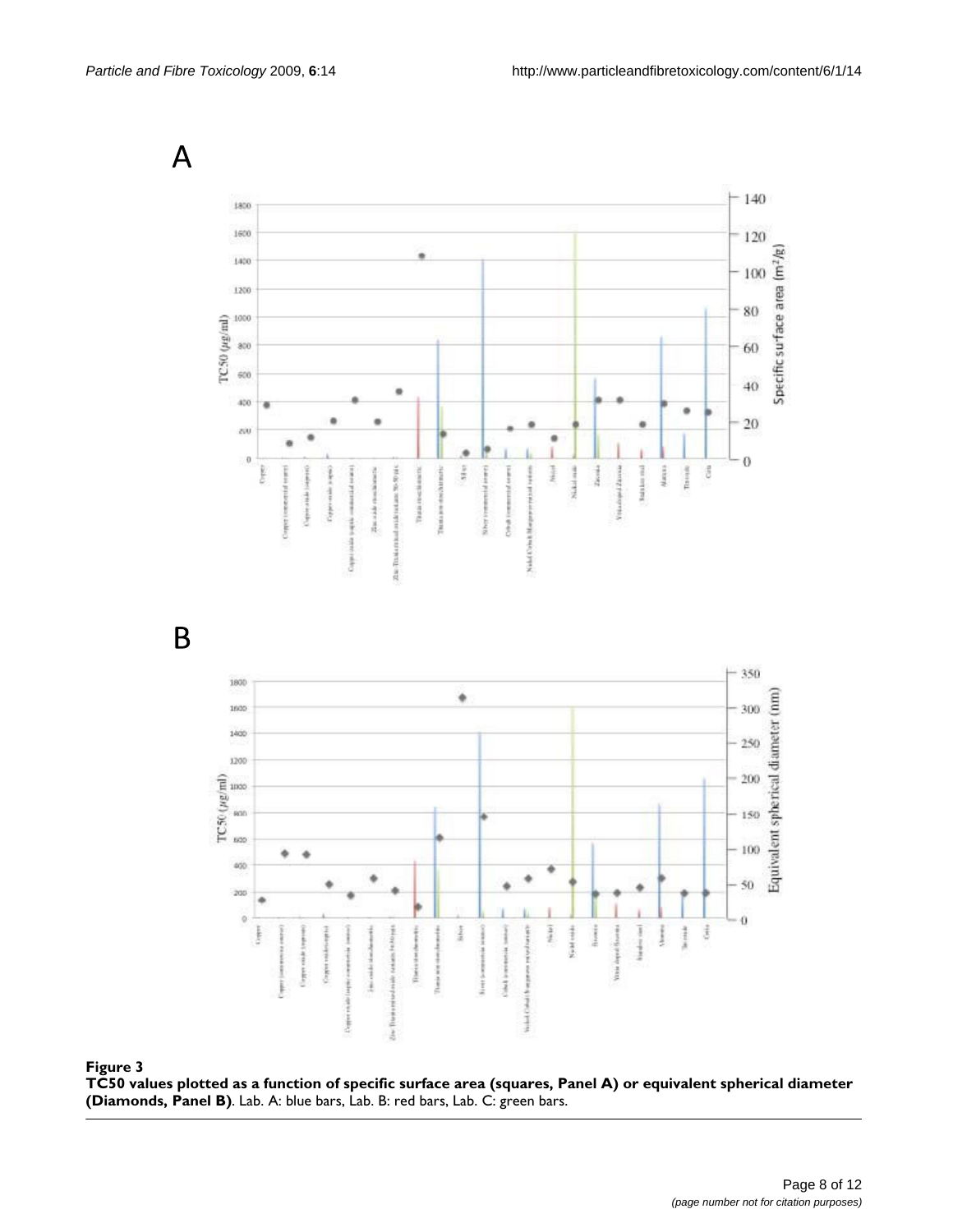**Figure 3**

**TC50 values plotted as a function of specific surface area (squares, Panel A) or equivalent spherical diameter (Diamonds, Panel B)**. Lab. A: blue bars, Lab. B: red bars, Lab. C: green bars.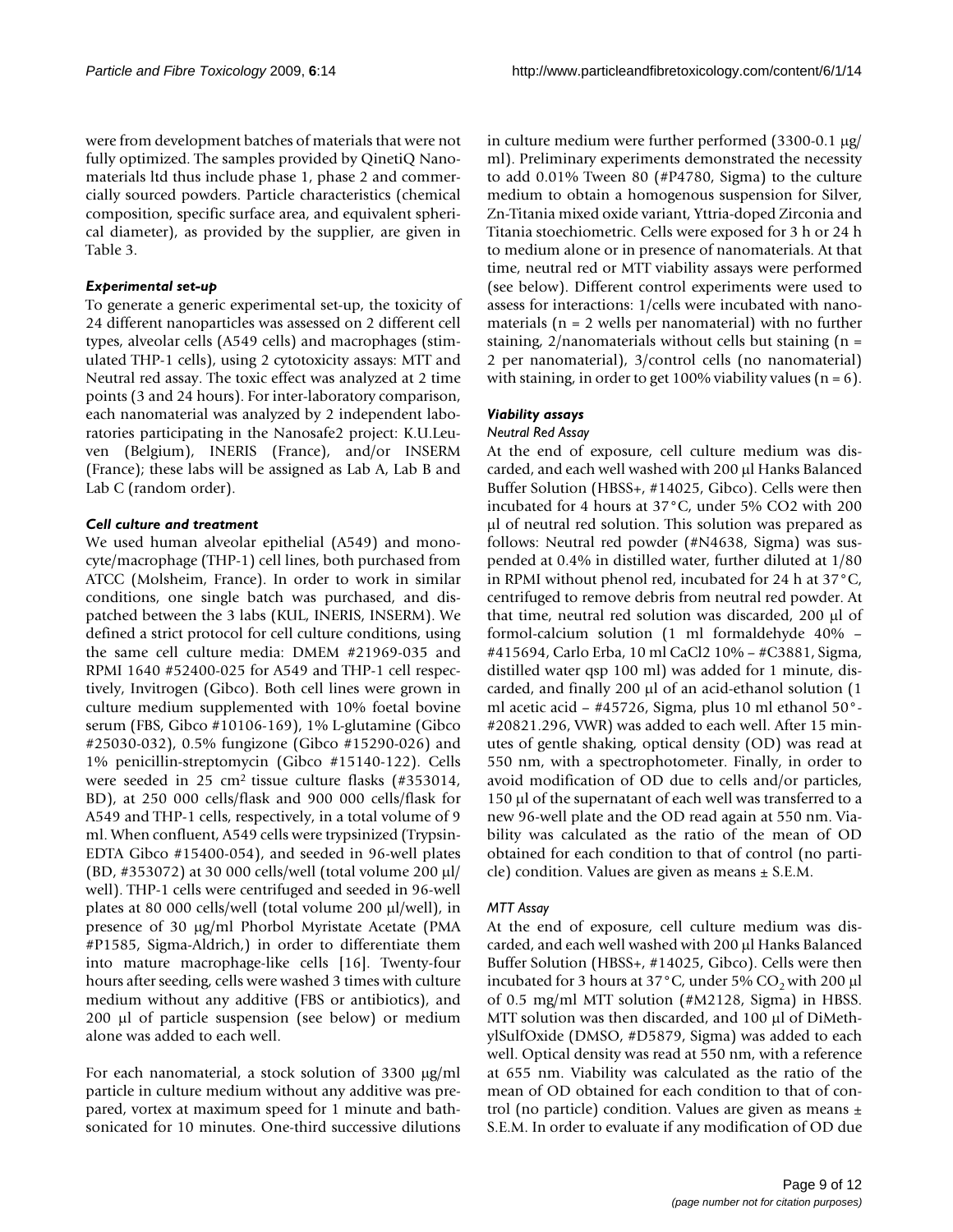were from development batches of materials that were not fully optimized. The samples provided by QinetiQ Nanomaterials ltd thus include phase 1, phase 2 and commercially sourced powders. Particle characteristics (chemical composition, specific surface area, and equivalent spherical diameter), as provided by the supplier, are given in Table 3.

### *Experimental set-up*

To generate a generic experimental set-up, the toxicity of 24 different nanoparticles was assessed on 2 different cell types, alveolar cells (A549 cells) and macrophages (stimulated THP-1 cells), using 2 cytotoxicity assays: MTT and Neutral red assay. The toxic effect was analyzed at 2 time points (3 and 24 hours). For inter-laboratory comparison, each nanomaterial was analyzed by 2 independent laboratories participating in the Nanosafe2 project: K.U.Leuven (Belgium), INERIS (France), and/or INSERM (France); these labs will be assigned as Lab A, Lab B and Lab C (random order).

### *Cell culture and treatment*

We used human alveolar epithelial (A549) and monocyte/macrophage (THP-1) cell lines, both purchased from ATCC (Molsheim, France). In order to work in similar conditions, one single batch was purchased, and dispatched between the 3 labs (KUL, INERIS, INSERM). We defined a strict protocol for cell culture conditions, using the same cell culture media: DMEM #21969-035 and RPMI 1640 #52400-025 for A549 and THP-1 cell respectively, Invitrogen (Gibco). Both cell lines were grown in culture medium supplemented with 10% foetal bovine serum (FBS, Gibco #10106-169), 1% L-glutamine (Gibco #25030-032), 0.5% fungizone (Gibco #15290-026) and 1% penicillin-streptomycin (Gibco #15140-122). Cells were seeded in 25 $cm^2$ tissue culture flasks (#353014, BD), at 250 000 cells/flask and 900 000 cells/flask for A549 and THP-1 cells, respectively, in a total volume of 9 ml. When confluent, A549 cells were trypsinized (Trypsin-EDTA Gibco #15400-054), and seeded in 96-well plates (BD, #353072) at 30 000 cells/well (total volume 200 μl/well). THP-1 cells were centrifuged and seeded in 96-well plates at 80 000 cells/well (total volume 200 μl/well), in presence of 30 μg/ml Phorbol Myristate Acetate (PMA #P1585, Sigma-Aldrich,) in order to differentiate them into mature macrophage-like cells [16]. Twenty-four hours after seeding, cells were washed 3 times with culture medium without any additive (FBS or antibiotics), and 200 μl of particle suspension (see below) or medium alone was added to each well.

For each nanomaterial, a stock solution of 3300 μg/ml particle in culture medium without any additive was prepared, vortex at maximum speed for 1 minute and bath-sonicated for 10 minutes. One-third successive dilutions in culture medium were further performed (3300-0.1 μg/ml). Preliminary experiments demonstrated the necessity to add 0.01% Tween 80 (#P4780, Sigma) to the culture medium to obtain a homogenous suspension for Silver, Zn-Titania mixed oxide variant, Yttria-doped Zirconia and Titania stoechiometric. Cells were exposed for 3 h or 24 h to medium alone or in presence of nanomaterials. At that time, neutral red or MTT viability assays were performed (see below). Different control experiments were used to assess for interactions: 1/cells were incubated with nanomaterials (n = 2 wells per nanomaterial) with no further staining, 2/nanomaterials without cells but staining (n = 2 per nanomaterial), 3/control cells (no nanomaterial) with staining, in order to get 100% viability values (n = 6).

### *Viability assays*

#### *Neutral Red Assay*

At the end of exposure, cell culture medium was discarded, and each well washed with 200 μl Hanks Balanced Buffer Solution (HBSS+, #14025, Gibco). Cells were then incubated for 4 hours at 37°C, under 5% CO2 with 200 μl of neutral red solution. This solution was prepared as follows: Neutral red powder (#N4638, Sigma) was suspended at 0.4% in distilled water, further diluted at 1/80 in RPMI without phenol red, incubated for 24 h at 37°C, centrifuged to remove debris from neutral red powder. At that time, neutral red solution was discarded, 200 μl of formol-calcium solution (1 ml formaldehyde 40% – #415694, Carlo Erba, 10 ml CaCl2 10% – #C3881, Sigma, distilled water qsp 100 ml) was added for 1 minute, discarded, and finally 200 μl of an acid-ethanol solution (1 ml acetic acid – #45726, Sigma, plus 10 ml ethanol 50°-#20821.296, VWR) was added to each well. After 15 minutes of gentle shaking, optical density (OD) was read at 550 nm, with a spectrophotometer. Finally, in order to avoid modification of OD due to cells and/or particles, 150 μl of the supernatant of each well was transferred to a new 96-well plate and the OD read again at 550 nm. Viability was calculated as the ratio of the mean of OD obtained for each condition to that of control (no particle) condition. Values are given as means ± S.E.M.

#### *MTT Assay*

At the end of exposure, cell culture medium was discarded, and each well washed with 200 μl Hanks Balanced Buffer Solution (HBSS+, #14025, Gibco). Cells were then incubated for 3 hours at 37°C, under 5% $CO_2$ with 200 μl of 0.5 mg/ml MTT solution (#M2128, Sigma) in HBSS. MTT solution was then discarded, and 100 μl of DiMethylSulfOxide (DMSO, #D5879, Sigma) was added to each well. Optical density was read at 550 nm, with a reference at 655 nm. Viability was calculated as the ratio of the mean of OD obtained for each condition to that of control (no particle) condition. Values are given as means ± S.E.M. In order to evaluate if any modification of OD due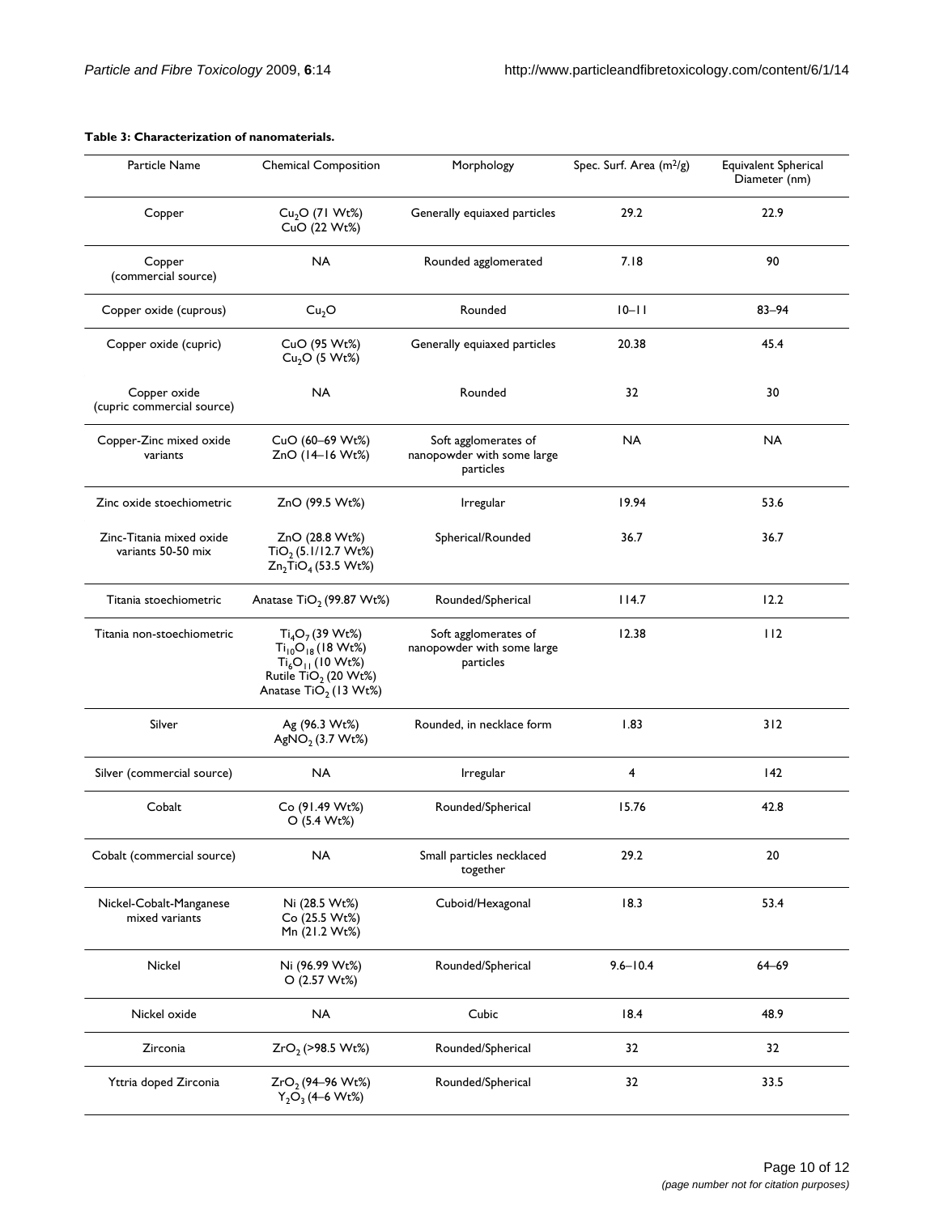**Table 3: Characterization of nanomaterials.**

| Particle Name | Chemical Composition | Morphology | Spec. Surf. Area ($m^2/g$) | Equivalent Spherical Diameter (nm) |
| --- | --- | --- | --- | --- |
| Copper | $Cu_2O$ (71 Wt%) $CuO$ (22 Wt%) | Generally equiaxed particles | 29.2 | 22.9 |
| Copper (commercial source) | NA | Rounded agglomerated | 7.18 | 90 |
| Copper oxide (cuprous) | $Cu_2O$ | Rounded | 10–11 | 83–94 |
| Copper oxide (cupric) | $CuO$ (95 Wt%) $Cu_2O$ (5 Wt%) | Generally equiaxed particles | 20.38 | 45.4 |
| Copper oxide (cupric commercial source) | NA | Rounded | 32 | 30 |
| Copper-Zinc mixed oxide variants | $CuO$ (60–69 Wt%) $ZnO$ (14–16 Wt%) | Soft agglomerates of nanopowder with some large particles | NA | NA |
| Zinc oxide stoechiometric | $ZnO$ (99.5 Wt%) | Irregular | 19.94 | 53.6 |
| Zinc-Titania mixed oxide variants 50-50 mix | $ZnO$ (28.8 Wt%) $TiO_2$ (5.1/12.7 Wt%) $Zn_2TiO_4$ (53.5 Wt%) | Spherical/Rounded | 36.7 | 36.7 |
| Titania stoechiometric | Anatase $TiO_2$ (99.87 Wt%) | Rounded/Spherical | 114.7 | 12.2 |
| Titania non-stoechiometric | $Ti_4O_7$ (39 Wt%) $Ti_{10}O_{18}$ (18 Wt%) $Ti_6O_{11}$ (10 Wt%) Rutile $TiO_2$ (20 Wt%) Anatase $TiO_2$ (13 Wt%) | Soft agglomerates of nanopowder with some large particles | 12.38 | 112 |
| Silver | $Ag$ (96.3 Wt%) $AgNO_2$ (3.7 Wt%) | Rounded, in necklace form | 1.83 | 312 |
| Silver (commercial source) | NA | Irregular | 4 | 142 |
| Cobalt | $Co$ (91.49 Wt%) $O$ (5.4 Wt%) | Rounded/Spherical | 15.76 | 42.8 |
| Cobalt (commercial source) | NA | Small particles necklaced together | 29.2 | 20 |
| Nickel-Cobalt-Manganese mixed variants | $Ni$ (28.5 Wt%) $Co$ (25.5 Wt%) $Mn$ (21.2 Wt%) | Cuboid/Hexagonal | 18.3 | 53.4 |
| Nickel | $Ni$ (96.99 Wt%) $O$ (2.57 Wt%) | Rounded/Spherical | 9.6–10.4 | 64–69 |
| Nickel oxide | NA | Cubic | 18.4 | 48.9 |
| Zirconia | $ZrO_2$ (>98.5 Wt%) | Rounded/Spherical | 32 | 32 |
| Yttria doped Zirconia | $ZrO_2$ (94–96 Wt%) $Y_2O_3$ (4–6 Wt%) | Rounded/Spherical | 32 | 33.5 |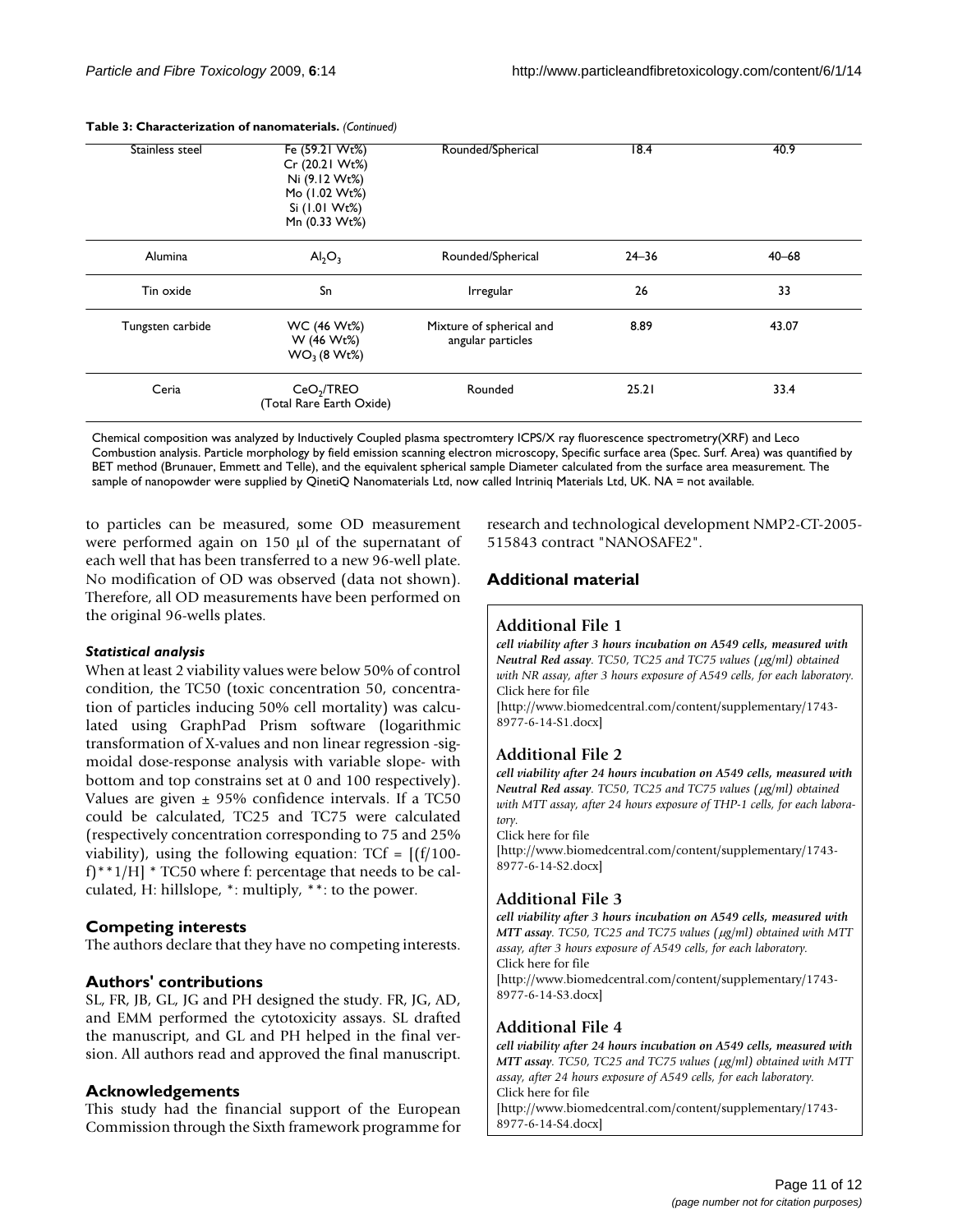**Table 3: Characterization of nanomaterials.** *(Continued)*

| | | | | |
|---|---|---|---|---|
| Stainless steel | Fe (59.21 Wt%) Cr (20.21 Wt%) Ni (9.12 Wt%) Mo (1.02 Wt%) Si (1.01 Wt%) Mn (0.33 Wt%) | Rounded/Spherical | 18.4 | 40.9 |
| Alumina | $Al_2O_3$ | Rounded/Spherical | 24–36 | 40–68 |
| Tin oxide | Sn | Irregular | 26 | 33 |
| Tungsten carbide | WC (46 Wt%) W (46 Wt%) $WO_3$ (8 Wt%) | Mixture of spherical and angular particles | 8.89 | 43.07 |
| Ceria | $CeO_2$/TREO (Total Rare Earth Oxide) | Rounded | 25.21 | 33.4 |

Chemical composition was analyzed by Inductively Coupled plasma spectromtery ICPS/X ray fluorescence spectrometry(XRF) and Leco Combustion analysis. Particle morphology by field emission scanning electron microscopy, Specific surface area (Spec. Surf. Area) was quantified by BET method (Brunauer, Emmett and Telle), and the equivalent spherical sample Diameter calculated from the surface area measurement. The sample of nanopowder were supplied by QinetiQ Nanomaterials Ltd, now called Intriniq Materials Ltd, UK. NA = not available.

to particles can be measured, some OD measurement were performed again on 150 µl of the supernatant of each well that has been transferred to a new 96-well plate. No modification of OD was observed (data not shown). Therefore, all OD measurements have been performed on the original 96-wells plates.

#### *Statistical analysis*

When at least 2 viability values were below 50% of control condition, the TC50 (toxic concentration 50, concentration of particles inducing 50% cell mortality) was calculated using GraphPad Prism software (logarithmic transformation of X-values and non linear regression -sigmoidal dose-response analysis with variable slope- with bottom and top constrains set at 0 and 100 respectively). Values are given ± 95% confidence intervals. If a TC50 could be calculated, TC25 and TC75 were calculated (respectively concentration corresponding to 75 and 25% viability), using the following equation: TCf = [(f/100-f)**1/H] * TC50 where f: percentage that needs to be calculated, H: hillslope, *: multiply, **: to the power.

## Competing interests

The authors declare that they have no competing interests.

## Authors' contributions

SL, FR, JB, GL, JG and PH designed the study. FR, JG, AD, and EMM performed the cytotoxicity assays. SL drafted the manuscript, and GL and PH helped in the final version. All authors read and approved the final manuscript.

## Acknowledgements

This study had the financial support of the European Commission through the Sixth framework programme for research and technological development NMP2-CT-2005-515843 contract "NANOSAFE2".

## Additional material

### Additional File 1

***cell viability after 3 hours incubation on A549 cells, measured with Neutral Red assay**. TC50, TC25 and TC75 values (µg/ml) obtained with NR assay, after 3 hours exposure of A549 cells, for each laboratory.*
Click here for file
[http://www.biomedcentral.com/content/supplementary/1743-8977-6-14-S1.docx]

### Additional File 2

***cell viability after 24 hours incubation on A549 cells, measured with Neutral Red assay**. TC50, TC25 and TC75 values (µg/ml) obtained with MTT assay, after 24 hours exposure of THP-1 cells, for each laboratory.*
Click here for file
[http://www.biomedcentral.com/content/supplementary/1743-8977-6-14-S2.docx]

### Additional File 3

***cell viability after 3 hours incubation on A549 cells, measured with MTT assay**. TC50, TC25 and TC75 values (µg/ml) obtained with MTT assay, after 3 hours exposure of A549 cells, for each laboratory.*
Click here for file
[http://www.biomedcentral.com/content/supplementary/1743-8977-6-14-S3.docx]

### Additional File 4

***cell viability after 24 hours incubation on A549 cells, measured with MTT assay**. TC50, TC25 and TC75 values (µg/ml) obtained with MTT assay, after 24 hours exposure of A549 cells, for each laboratory.*
Click here for file
[http://www.biomedcentral.com/content/supplementary/1743-8977-6-14-S4.docx]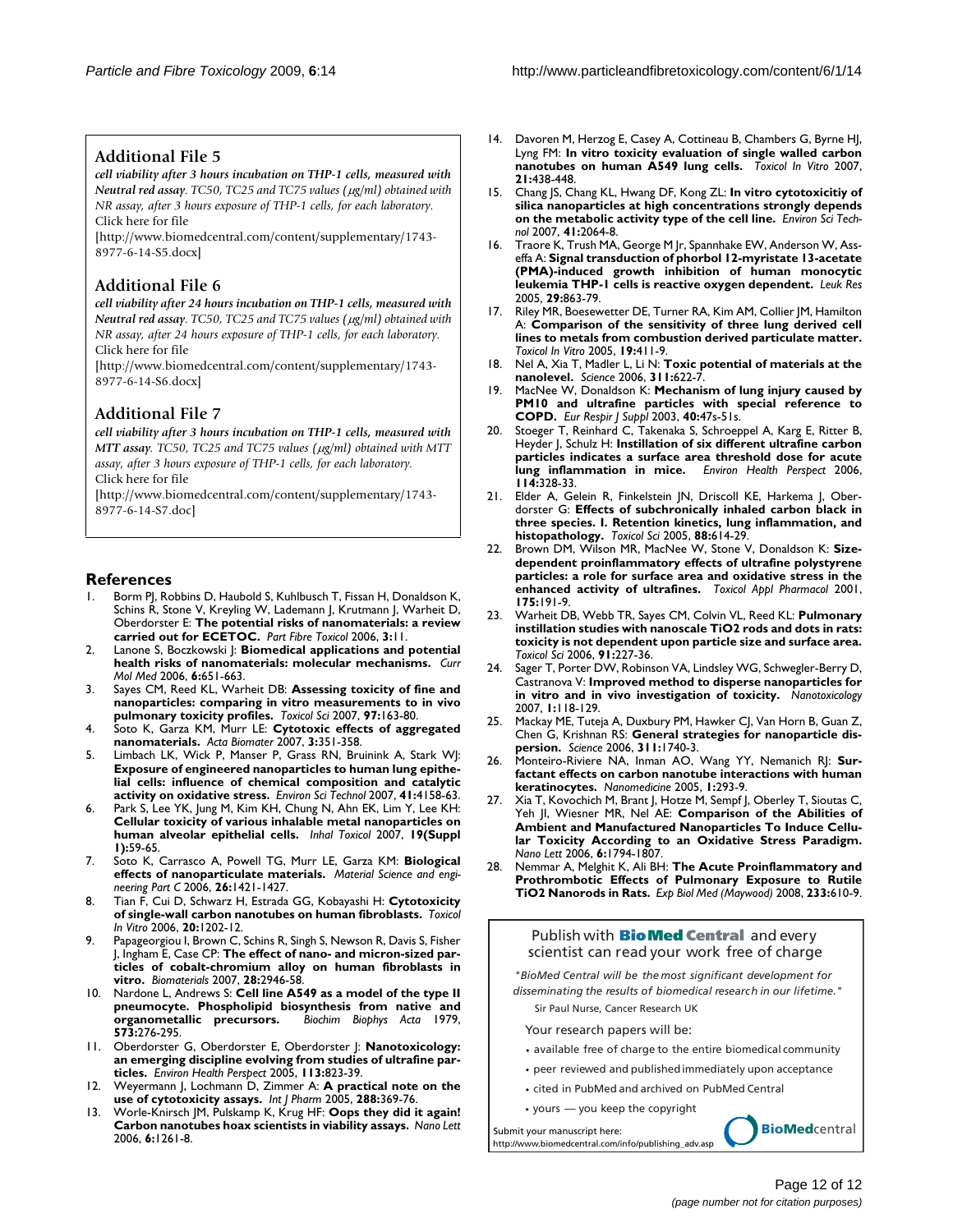## Additional File 5

***cell viability after 3 hours incubation on THP-1 cells, measured with Neutral red assay***. *TC50, TC25 and TC75 values (μg/ml) obtained with NR assay, after 3 hours exposure of THP-1 cells, for each laboratory.*
Click here for file
[http://www.biomedcentral.com/content/supplementary/1743-8977-6-14-S5.docx]

## Additional File 6

***cell viability after 24 hours incubation on THP-1 cells, measured with Neutral red assay***. *TC50, TC25 and TC75 values (μg/ml) obtained with NR assay, after 24 hours exposure of THP-1 cells, for each laboratory.*
Click here for file
[http://www.biomedcentral.com/content/supplementary/1743-8977-6-14-S6.docx]

## Additional File 7

***cell viability after 3 hours incubation on THP-1 cells, measured with MTT assay***. *TC50, TC25 and TC75 values (μg/ml) obtained with MTT assay, after 3 hours exposure of THP-1 cells, for each laboratory.*
Click here for file
[http://www.biomedcentral.com/content/supplementary/1743-8977-6-14-S7.doc]

## References

1. Borm PJ, Robbins D, Haubold S, Kuhlbusch T, Fissan H, Donaldson K, Schins R, Stone V, Kreyling W, Lademann J, Krutmann J, Warheit D, Oberdorster E: **The potential risks of nanomaterials: a review carried out for ECETOC.** *Part Fibre Toxicol* 2006, **3:**11.
2. Lanone S, Boczkowski J: **Biomedical applications and potential health risks of nanomaterials: molecular mechanisms.** *Curr Mol Med* 2006, **6:**651-663.
3. Sayes CM, Reed KL, Warheit DB: **Assessing toxicity of fine and nanoparticles: comparing in vitro measurements to in vivo pulmonary toxicity profiles.** *Toxicol Sci* 2007, **97:**163-80.
4. Soto K, Garza KM, Murr LE: **Cytotoxic effects of aggregated nanomaterials.** *Acta Biomater* 2007, **3:**351-358.
5. Limbach LK, Wick P, Manser P, Grass RN, Bruinink A, Stark WJ: **Exposure of engineered nanoparticles to human lung epithelial cells: influence of chemical composition and catalytic activity on oxidative stress.** *Environ Sci Technol* 2007, **41:**4158-63.
6. Park S, Lee YK, Jung M, Kim KH, Chung N, Ahn EK, Lim Y, Lee KH: **Cellular toxicity of various inhalable metal nanoparticles on human alveolar epithelial cells.** *Inhal Toxicol* 2007, **19(Suppl 1):**59-65.
7. Soto K, Carrasco A, Powell TG, Murr LE, Garza KM: **Biological effects of nanoparticulate materials.** *Material Science and engineering Part C* 2006, **26:**1421-1427.
8. Tian F, Cui D, Schwarz H, Estrada GG, Kobayashi H: **Cytotoxicity of single-wall carbon nanotubes on human fibroblasts.** *Toxicol In Vitro* 2006, **20:**1202-12.
9. Papageorgiou I, Brown C, Schins R, Singh S, Newson R, Davis S, Fisher J, Ingham E, Case CP: **The effect of nano- and micron-sized particles of cobalt-chromium alloy on human fibroblasts in vitro.** *Biomaterials* 2007, **28:**2946-58.
10. Nardone L, Andrews S: **Cell line A549 as a model of the type II pneumocyte. Phospholipid biosynthesis from native and organometallic precursors.** *Biochim Biophys Acta* 1979, **573:**276-295.
11. Oberdorster G, Oberdorster E, Oberdorster J: **Nanotoxicology: an emerging discipline evolving from studies of ultrafine particles.** *Environ Health Perspect* 2005, **113:**823-39.
12. Weyermann J, Lochmann D, Zimmer A: **A practical note on the use of cytotoxicity assays.** *Int J Pharm* 2005, **288:**369-76.
13. Worle-Knirsch JM, Pulskamp K, Krug HF: **Oops they did it again! Carbon nanotubes hoax scientists in viability assays.** *Nano Lett* 2006, **6:**1261-8.
14. Davoren M, Herzog E, Casey A, Cottineau B, Chambers G, Byrne HJ, Lyng FM: **In vitro toxicity evaluation of single walled carbon nanotubes on human A549 lung cells.** *Toxicol In Vitro* 2007, **21:**438-448.
15. Chang JS, Chang KL, Hwang DF, Kong ZL: **In vitro cytotoxicitiy of silica nanoparticles at high concentrations strongly depends on the metabolic activity type of the cell line.** *Environ Sci Technol* 2007, **41:**2064-8.
16. Traore K, Trush MA, George M Jr, Spannhake EW, Anderson W, Asseffa A: **Signal transduction of phorbol 12-myristate 13-acetate (PMA)-induced growth inhibition of human monocytic leukemia THP-1 cells is reactive oxygen dependent.** *Leuk Res* 2005, **29:**863-79.
17. Riley MR, Boesewetter DE, Turner RA, Kim AM, Collier JM, Hamilton A: **Comparison of the sensitivity of three lung derived cell lines to metals from combustion derived particulate matter.** *Toxicol In Vitro* 2005, **19:**411-9.
18. Nel A, Xia T, Madler L, Li N: **Toxic potential of materials at the nanolevel.** *Science* 2006, **311:**622-7.
19. MacNee W, Donaldson K: **Mechanism of lung injury caused by PM10 and ultrafine particles with special reference to COPD.** *Eur Respir J Suppl* 2003, **40:**47s-51s.
20. Stoeger T, Reinhard C, Takenaka S, Schroeppel A, Karg E, Ritter B, Heyder J, Schulz H: **Instillation of six different ultrafine carbon particles indicates a surface area threshold dose for acute lung inflammation in mice.** *Environ Health Perspect* 2006, **114:**328-33.
21. Elder A, Gelein R, Finkelstein JN, Driscoll KE, Harkema J, Oberdorster G: **Effects of subchronically inhaled carbon black in three species. I. Retention kinetics, lung inflammation, and histopathology.** *Toxicol Sci* 2005, **88:**614-29.
22. Brown DM, Wilson MR, MacNee W, Stone V, Donaldson K: **Size-dependent proinflammatory effects of ultrafine polystyrene particles: a role for surface area and oxidative stress in the enhanced activity of ultrafines.** *Toxicol Appl Pharmacol* 2001, **175:**191-9.
23. Warheit DB, Webb TR, Sayes CM, Colvin VL, Reed KL: **Pulmonary instillation studies with nanoscale TiO2 rods and dots in rats: toxicity is not dependent upon particle size and surface area.** *Toxicol Sci* 2006, **91:**227-36.
24. Sager T, Porter DW, Robinson VA, Lindsley WG, Schwegler-Berry D, Castranova V: **Improved method to disperse nanoparticles for in vitro and in vivo investigation of toxicity.** *Nanotoxicology* 2007, **1:**118-129.
25. Mackay ME, Tuteja A, Duxbury PM, Hawker CJ, Van Horn B, Guan Z, Chen G, Krishnan RS: **General strategies for nanoparticle dispersion.** *Science* 2006, **311:**1740-3.
26. Monteiro-Riviere NA, Inman AO, Wang YY, Nemanich RJ: **Surfactant effects on carbon nanotube interactions with human keratinocytes.** *Nanomedicine* 2005, **1:**293-9.
27. Xia T, Kovochich M, Brant J, Hotze M, Sempf J, Oberley T, Sioutas C, Yeh JI, Wiesner MR, Nel AE: **Comparison of the Abilities of Ambient and Manufactured Nanoparticles To Induce Cellular Toxicity According to an Oxidative Stress Paradigm.** *Nano Lett* 2006, **6:**1794-1807.
28. Nemmar A, Melghit K, Ali BH: **The Acute Proinflammatory and Prothrombotic Effects of Pulmonary Exposure to Rutile TiO2 Nanorods in Rats.** *Exp Biol Med (Maywood)* 2008, **233:**610-9.

Publish with **BioMed Central** and every scientist can read your work free of charge

*"BioMed Central will be the most significant development for disseminating the results of biomedical research in our lifetime."*
Sir Paul Nurse, Cancer Research UK

Your research papers will be:

- available free of charge to the entire biomedical community
- peer reviewed and published immediately upon acceptance
- cited in PubMed and archived on PubMed Central
- yours — you keep the copyright

Submit your manuscript here:
http://www.biomedcentral.com/info/publishing_adv.asp

BioMedcentral